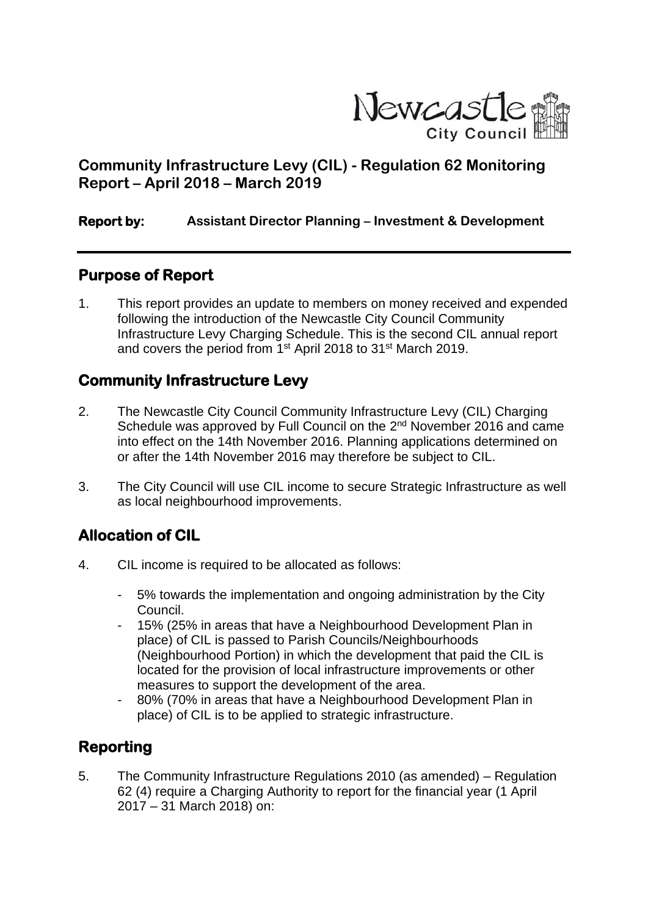Newcastle City Council

# Community Infrastructure Levy (CIL) - Regulation 62 Monitoring Report – April 2018 – March 2019

**Report by:** **Assistant Director Planning – Investment & Development**

## Purpose of Report

1. This report provides an update to members on money received and expended following the introduction of the Newcastle City Council Community Infrastructure Levy Charging Schedule. This is the second CIL annual report and covers the period from 1st April 2018 to 31st March 2019.

## Community Infrastructure Levy

2. The Newcastle City Council Community Infrastructure Levy (CIL) Charging Schedule was approved by Full Council on the 2nd November 2016 and came into effect on the 14th November 2016. Planning applications determined on or after the 14th November 2016 may therefore be subject to CIL.

3. The City Council will use CIL income to secure Strategic Infrastructure as well as local neighbourhood improvements.

## Allocation of CIL

4. CIL income is required to be allocated as follows:

   - 5% towards the implementation and ongoing administration by the City Council.
   - 15% (25% in areas that have a Neighbourhood Development Plan in place) of CIL is passed to Parish Councils/Neighbourhoods (Neighbourhood Portion) in which the development that paid the CIL is located for the provision of local infrastructure improvements or other measures to support the development of the area.
   - 80% (70% in areas that have a Neighbourhood Development Plan in place) of CIL is to be applied to strategic infrastructure.

## Reporting

5. The Community Infrastructure Regulations 2010 (as amended) – Regulation 62 (4) require a Charging Authority to report for the financial year (1 April 2017 – 31 March 2018) on: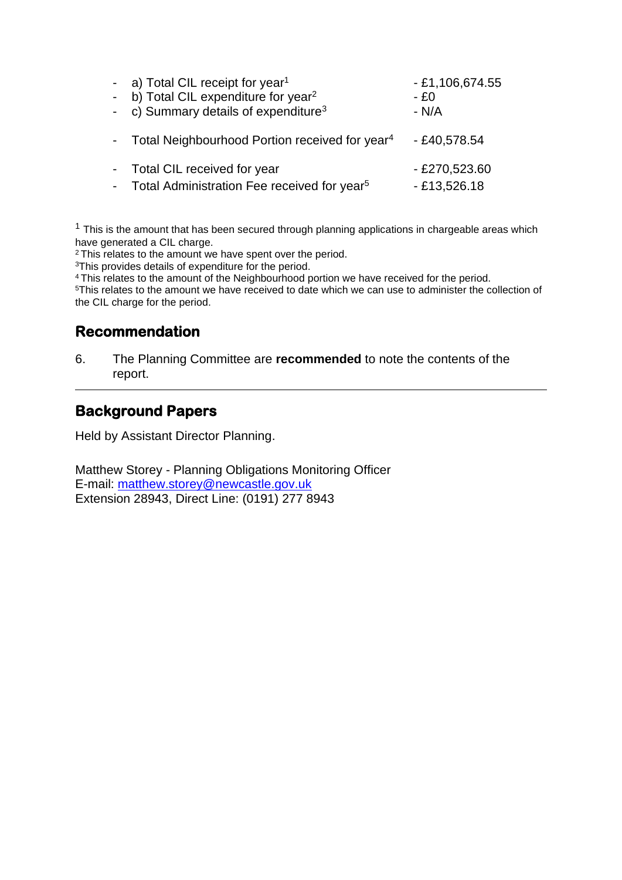- a) Total CIL receipt for year[1] - £1,106,674.55
- b) Total CIL expenditure for year[2] - £0
- c) Summary details of expenditure[3] - N/A

- Total Neighbourhood Portion received for year[4] - £40,578.54

- Total CIL received for year - £270,523.60
- Total Administration Fee received for year[5] - £13,526.18

[1] This is the amount that has been secured through planning applications in chargeable areas which have generated a CIL charge.
[2] This relates to the amount we have spent over the period.
[3] This provides details of expenditure for the period.
[4] This relates to the amount of the Neighbourhood portion we have received for the period.
[5] This relates to the amount we have received to date which we can use to administer the collection of the CIL charge for the period.

## Recommendation

6. The Planning Committee are **recommended** to note the contents of the report.

---

## Background Papers

Held by Assistant Director Planning.

Matthew Storey - Planning Obligations Monitoring Officer
E-mail: matthew.storey@newcastle.gov.uk
Extension 28943, Direct Line: (0191) 277 8943